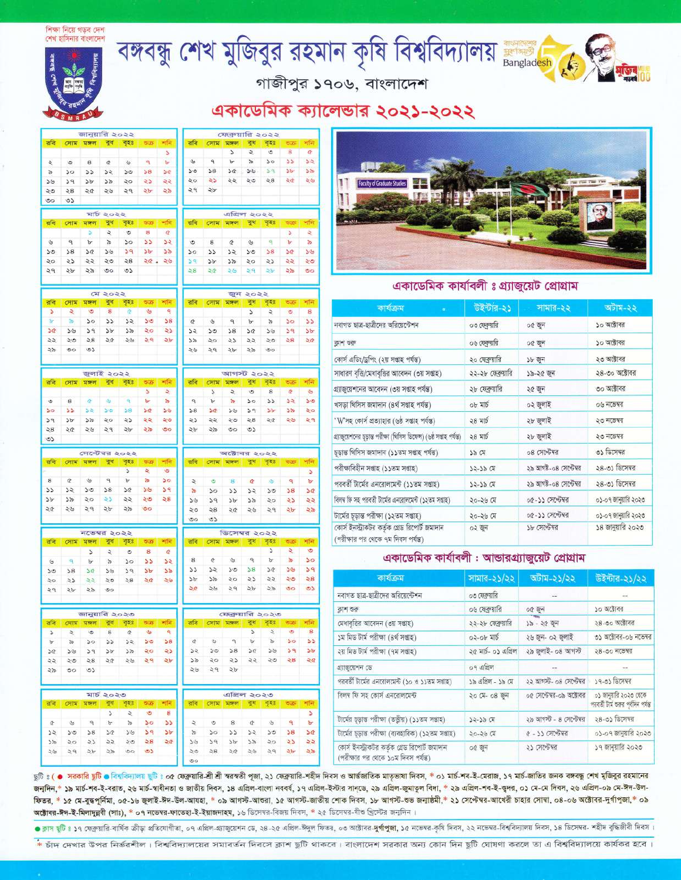শিক্ষা নিয়ে গড়ব দেশ
শেখ হাসিনার বাংলাদেশ

# বঙ্গবন্ধু শেখ মুজিবুর রহমান কৃষি বিশ্ববিদ্যালয়

গাজীপুর ১৭০৬, বাংলাদেশ

## একাডেমিক ক্যালেন্ডার ২০২১-২০২২

### জানুয়ারি ২০২২

| রবি | সোম | মঙ্গল | বুধ | বৃহঃ | শুক্র | শনি |
|---|---|---|---|---|---|---|
| | | | | | | ১ |
| ২ | ৩ | ৪ | ৫ | ৬ | ৭ | ৮ |
| ৯ | ১০ | ১১ | ১২ | ১৩ | ১৪ | ১৫ |
| ১৬ | ১৭ | ১৮ | ১৯ | ২০ | ২১ | ২২ |
| ২৩ | ২৪ | ২৫ | ২৬ | ২৭ | ২৮ | ২৯ |
| ৩০ | ৩১ | | | | | |

### ফেব্রুয়ারি ২০২২

| রবি | সোম | মঙ্গল | বুধ | বৃহঃ | শুক্র | শনি |
|---|---|---|---|---|---|---|
| | | ১ | ২ | ৩ | ৪ | ৫ |
| ৬ | ৭ | ৮ | ৯ | ১০ | ১১ | ১২ |
| ১৩ | ১৪ | ১৫ | ১৬ | ১৭ | ১৮ | ১৯ |
| ২০ | ২১ | ২২ | ২৩ | ২৪ | ২৫ | ২৬ |
| ২৭ | ২৮ | | | | | |

### মার্চ ২০২২

| রবি | সোম | মঙ্গল | বুধ | বৃহঃ | শুক্র | শনি |
|---|---|---|---|---|---|---|
| | | ১ | ২ | ৩ | ৪ | ৫ |
| ৬ | ৭ | ৮ | ৯ | ১০ | ১১ | ১২ |
| ১৩ | ১৪ | ১৫ | ১৬ | ১৭ | ১৮ | ১৯ |
| ২০ | ২১ | ২২ | ২৩ | ২৪ | ২৫ | ২৬ |
| ২৭ | ২৮ | ২৯ | ৩০ | ৩১ | | |

### এপ্রিল ২০২২

| রবি | সোম | মঙ্গল | বুধ | বৃহঃ | শুক্র | শনি |
|---|---|---|---|---|---|---|
| | | | | | ১ | ২ |
| ৩ | ৪ | ৫ | ৬ | ৭ | ৮ | ৯ |
| ১০ | ১১ | ১২ | ১৩ | ১৪ | ১৫ | ১৬ |
| ১৭ | ১৮ | ১৯ | ২০ | ২১ | ২২ | ২৩ |
| ২৪ | ২৫ | ২৬ | ২৭ | ২৮ | ২৯ | ৩০ |

### মে ২০২২

| রবি | সোম | মঙ্গল | বুধ | বৃহঃ | শুক্র | শনি |
|---|---|---|---|---|---|---|
| ১ | ২ | ৩ | ৪ | ৫ | ৬ | ৭ |
| ৮ | ৯ | ১০ | ১১ | ১২ | ১৩ | ১৪ |
| ১৫ | ১৬ | ১৭ | ১৮ | ১৯ | ২০ | ২১ |
| ২২ | ২৩ | ২৪ | ২৫ | ২৬ | ২৭ | ২৮ |
| ২৯ | ৩০ | ৩১ | | | | |

### জুন ২০২২

| রবি | সোম | মঙ্গল | বুধ | বৃহঃ | শুক্র | শনি |
|---|---|---|---|---|---|---|
| | | | ১ | ২ | ৩ | ৪ |
| ৫ | ৬ | ৭ | ৮ | ৯ | ১০ | ১১ |
| ১২ | ১৩ | ১৪ | ১৫ | ১৬ | ১৭ | ১৮ |
| ১৯ | ২০ | ২১ | ২২ | ২৩ | ২৪ | ২৫ |
| ২৬ | ২৭ | ২৮ | ২৯ | ৩০ | | |

### জুলাই ২০২২

| রবি | সোম | মঙ্গল | বুধ | বৃহঃ | শুক্র | শনি |
|---|---|---|---|---|---|---|
| | | | | | ১ | ২ |
| ৩ | ৪ | ৫ | ৬ | ৭ | ৮ | ৯ |
| ১০ | ১১ | ১২ | ১৩ | ১৪ | ১৫ | ১৬ |
| ১৭ | ১৮ | ১৯ | ২০ | ২১ | ২২ | ২৩ |
| ২৪ | ২৫ | ২৬ | ২৭ | ২৮ | ২৯ | ৩০ |
| ৩১ | | | | | | |

### আগস্ট ২০২২

| রবি | সোম | মঙ্গল | বুধ | বৃহঃ | শুক্র | শনি |
|---|---|---|---|---|---|---|
| | ১ | ২ | ৩ | ৪ | ৫ | ৬ |
| ৭ | ৮ | ৯ | ১০ | ১১ | ১২ | ১৩ |
| ১৪ | ১৫ | ১৬ | ১৭ | ১৮ | ১৯ | ২০ |
| ২১ | ২২ | ২৩ | ২৪ | ২৫ | ২৬ | ২৭ |
| ২৮ | ২৯ | ৩০ | ৩১ | | | |

### সেপ্টেম্বর ২০২২

| রবি | সোম | মঙ্গল | বুধ | বৃহঃ | শুক্র | শনি |
|---|---|---|---|---|---|---|
| | | | | ১ | ২ | ৩ |
| ৪ | ৫ | ৬ | ৭ | ৮ | ৯ | ১০ |
| ১১ | ১২ | ১৩ | ১৪ | ১৫ | ১৬ | ১৭ |
| ১৮ | ১৯ | ২০ | ২১ | ২২ | ২৩ | ২৪ |
| ২৫ | ২৬ | ২৭ | ২৮ | ২৯ | ৩০ | |

### অক্টোবর ২০২২

| রবি | সোম | মঙ্গল | বুধ | বৃহঃ | শুক্র | শনি |
|---|---|---|---|---|---|---|
| | | | | | | ১ |
| ২ | ৩ | ৪ | ৫ | ৬ | ৭ | ৮ |
| ৯ | ১০ | ১১ | ১২ | ১৩ | ১৪ | ১৫ |
| ১৬ | ১৭ | ১৮ | ১৯ | ২০ | ২১ | ২২ |
| ২৩ | ২৪ | ২৫ | ২৬ | ২৭ | ২৮ | ২৯ |
| ৩০ | ৩১ | | | | | |

### নভেম্বর ২০২২

| রবি | সোম | মঙ্গল | বুধ | বৃহঃ | শুক্র | শনি |
|---|---|---|---|---|---|---|
| | | ১ | ২ | ৩ | ৪ | ৫ |
| ৬ | ৭ | ৮ | ৯ | ১০ | ১১ | ১২ |
| ১৩ | ১৪ | ১৫ | ১৬ | ১৭ | ১৮ | ১৯ |
| ২০ | ২১ | ২২ | ২৩ | ২৪ | ২৫ | ২৬ |
| ২৭ | ২৮ | ২৯ | ৩০ | | | |

### ডিসেম্বর ২০২২

| রবি | সোম | মঙ্গল | বুধ | বৃহঃ | শুক্র | শনি |
|---|---|---|---|---|---|---|
| | | | | ১ | ২ | ৩ |
| ৪ | ৫ | ৬ | ৭ | ৮ | ৯ | ১০ |
| ১১ | ১২ | ১৩ | ১৪ | ১৫ | ১৬ | ১৭ |
| ১৮ | ১৯ | ২০ | ২১ | ২২ | ২৩ | ২৪ |
| ২৫ | ২৬ | ২৭ | ২৮ | ২৯ | ৩০ | ৩১ |

### জানুয়ারি ২০২৩

| রবি | সোম | মঙ্গল | বুধ | বৃহঃ | শুক্র | শনি |
|---|---|---|---|---|---|---|
| ১ | ২ | ৩ | ৪ | ৫ | ৬ | ৭ |
| ৮ | ৯ | ১০ | ১১ | ১২ | ১৩ | ১৪ |
| ১৫ | ১৬ | ১৭ | ১৮ | ১৯ | ২০ | ২১ |
| ২২ | ২৩ | ২৪ | ২৫ | ২৬ | ২৭ | ২৮ |
| ২৯ | ৩০ | ৩১ | | | | |

### ফেব্রুয়ারি ২০২৩

| রবি | সোম | মঙ্গল | বুধ | বৃহঃ | শুক্র | শনি |
|---|---|---|---|---|---|---|
| | | | ১ | ২ | ৩ | ৪ |
| ৫ | ৬ | ৭ | ৮ | ৯ | ১০ | ১১ |
| ১২ | ১৩ | ১৪ | ১৫ | ১৬ | ১৭ | ১৮ |
| ১৯ | ২০ | ২১ | ২২ | ২৩ | ২৪ | ২৫ |
| ২৬ | ২৭ | ২৮ | | | | |

### মার্চ ২০২৩

| রবি | সোম | মঙ্গল | বুধ | বৃহঃ | শুক্র | শনি |
|---|---|---|---|---|---|---|
| | | | ১ | ২ | ৩ | ৪ |
| ৫ | ৬ | ৭ | ৮ | ৯ | ১০ | ১১ |
| ১২ | ১৩ | ১৪ | ১৫ | ১৬ | ১৭ | ১৮ |
| ১৯ | ২০ | ২১ | ২২ | ২৩ | ২৪ | ২৫ |
| ২৬ | ২৭ | ২৮ | ২৯ | ৩০ | ৩১ | |

### এপ্রিল ২০২৩

| রবি | সোম | মঙ্গল | বুধ | বৃহঃ | শুক্র | শনি |
|---|---|---|---|---|---|---|
| | | | | | | ১ |
| ২ | ৩ | ৪ | ৫ | ৬ | ৭ | ৮ |
| ৯ | ১০ | ১১ | ১২ | ১৩ | ১৪ | ১৫ |
| ১৬ | ১৭ | ১৮ | ১৯ | ২০ | ২১ | ২২ |
| ২৩ | ২৪ | ২৫ | ২৬ | ২৭ | ২৮ | ২৯ |
| ৩০ | | | | | | |

## একাডেমিক কার্যাবলী ঃ গ্র্যাজুয়েট প্রোগ্রাম

| কার্যক্রম | উইন্টার-২১ | সামার-২২ | অটাম-২২ |
|---|---|---|---|
| নবাগত ছাত্র-ছাত্রীদের অরিয়েন্টেশন | ০৩ ফেব্রুয়ারি | ০৫ জুন | ১০ অক্টোবর |
| ক্লাশ শুরু | ০৬ ফেব্রুয়ারি | ০৫ জুন | ১০ অক্টোবর |
| কোর্স এডিং/ড্রপিং (২য় সপ্তাহ পর্যন্ত) | ২০ ফেব্রুয়ারি | ১৮ জুন | ২৩ অক্টোবর |
| সাধারণ বৃত্তি/মেধাবৃত্তির আবেদন (৩য় সপ্তাহ) | ২২-২৮ ফেব্রুয়ারি | ১৯-২৫ জুন | ২৪-৩০ অক্টোবর |
| গ্র্যাজুয়েশনের আবেদন (৩য় সপ্তাহ পর্যন্ত) | ২৮ ফেব্রুয়ারি | ২৫ জুন | ৩০ অক্টোবর |
| খসড়া থিসিস জমাদান (৪র্থ সপ্তাহ পর্যন্ত) | ০৮ মার্চ | ০২ জুলাই | ০৬ নভেম্বর |
| 'W'সহ কোর্স প্রত্যাহার (৬ষ্ঠ সপ্তাহ পর্যন্ত) | ২৪ মার্চ | ২৮ জুলাই | ২৩ নভেম্বর |
| গ্র্যাজুয়েশনের চূড়ান্ত পরীক্ষা (থিসিস ডিফেন্স) (৬ষ্ঠ সপ্তাহ পর্যন্ত) | ২৪ মার্চ | ২৮ জুলাই | ২৩ নভেম্বর |
| চূড়ান্ত থিসিস জমাদান (১১তম সপ্তাহ পর্যন্ত) | ১১ মে | ০৪ সেপ্টেম্বর | ৩১ ডিসেম্বর |
| পরীক্ষাবিহীন সপ্তাহ (১১তম সপ্তাহ) | ১২-১৯ মে | ২৯ আগস্ট-০৪ সেপ্টেম্বর | ২৪-৩১ ডিসেম্বর |
| পরবর্তী টার্মের এনরোলমেন্ট (১১তম সপ্তাহ) | ১২-১৯ মে | ২৯ আগস্ট-০৪ সেপ্টেম্বর | ২৪-৩১ ডিসেম্বর |
| বিলম্ব ফি সহ পরবর্তী টার্মের এনরোলমেন্ট (১২তম সপ্তাহ) | ২০-২৬ মে | ০৫-১১ সেপ্টেম্বর | ০১-০৭ জানুয়ারি ২০২৩ |
| টার্মের চূড়ান্ত পরীক্ষা (১২তম সপ্তাহ) | ২০-২৬ মে | ০৫-১১ সেপ্টেম্বর | ০১-০৭ জানুয়ারি ২০২৩ |
| কোর্স ইনস্ট্রাক্টর কর্তৃক গ্রেড রিপোর্ট জমাদান (পরীক্ষার পর থেকে ৭ম দিবস পর্যন্ত) | ০২ জুন | ১৮ সেপ্টেম্বর | ১৪ জানুয়ারি ২০২৩ |

## একাডেমিক কার্যাবলী : আন্ডারগ্র্যাজুয়েট প্রোগ্রাম

| কার্যক্রম | সামার-২১/২২ | অটাম-২১/২২ | উইন্টার-২১/২২ |
|---|---|---|---|
| নবাগত ছাত্র-ছাত্রীদের অরিয়েন্টেশন | ০৩ ফেব্রুয়ারি | -- | -- |
| ক্লাশ শুরু | ০৬ ফেব্রুয়ারি | ০৫ জুন | ১০ অক্টোবর |
| মেধাবৃত্তির আবেদন (৩য় সপ্তাহ) | ২২-২৮ ফেব্রুয়ারি | ১৯ - ২৫ জুন | ২৪-৩০ অক্টোবর |
| ১ম মিড টার্ম পরীক্ষা (৪র্থ সপ্তাহ) | ০২-০৮ মার্চ | ২৬ জুন- ০২ জুলাই | ৩১ অক্টোবর-০৬ নভেম্বর |
| ২য় মিড টার্ম পরীক্ষা (৭ম সপ্তাহ) | ২৫ মার্চ- ০১ এপ্রিল | ২৯ জুলাই- ০৪ আগস্ট | ২৪-৩০ নভেম্বর |
| গ্র্যাজুয়েশন ডে | ০৭ এপ্রিল | -- | -- |
| পরবর্তী টার্মের এনরোলমেন্ট (১০ ও ১১তম সপ্তাহ) | ১৯ এপ্রিল - ১৯ মে | ২২ আগস্ট- ০৪ সেপ্টেম্বর | ১৭-৩১ ডিসেম্বর |
| বিলম্ব ফি সহ কোর্স এনরোলমেন্ট | ২০ মে- ০৪ জুন | ০৫ সেপ্টেম্বর-০৯ অক্টোবর | ০১ জানুয়ারি ২০২৩ থেকে পরবর্তী টার্ম শুরুর পূর্বদিন পর্যন্ত |
| টার্মের চূড়ান্ত পরীক্ষা (তত্ত্বীয়) (১১তম সপ্তাহ) | ১২-১৯ মে | ২৯ আগস্ট - ৪ সেপ্টেম্বর | ২৪-৩১ ডিসেম্বর |
| টার্মের চূড়ান্ত পরীক্ষা (ব্যবহারিক) (১২তম সপ্তাহ) | ২০-২৬ মে | ৫ - ১১ সেপ্টেম্বর | ০১-০৭ জানুয়ারি ২০২৩ |
| কোর্স ইনস্ট্রাক্টর কর্তৃক গ্রেড রিপোর্ট জমাদান (পরীক্ষার পর থেকে ১০ম দিবস পর্যন্ত) | ০৫ জুন | ২১ সেপ্টেম্বর | ১৭ জানুয়ারি ২০২৩ |

ছুটি ঃ ( ● সরকারি ছুটি ● বিশ্ববিদ্যালয় ছুটি ঃ ০৫ ফেব্রুয়ারি-শ্রী শ্রী স্বরস্বতী পূজা, ২১ ফেব্রুয়ারি-শহীদ দিবস ও আন্তর্জাতিক মাতৃভাষা দিবস, * ০১ মার্চ-শব-ই-মেরাজ, ১৭ মার্চ-জাতির জনক বঙ্গবন্ধু শেখ মুজিবুর রহমানের জন্মদিন,* ১৯ মার্চ-শব-ই-বরাত, ২৬ মার্চ-স্বাধীনতা ও জাতীয় দিবস, ১৪ এপ্রিল-বাংলা নববর্ষ, ১৭ এপ্রিল-ইস্টার সানডে, ২৯ এপ্রিল-জুমাতুল বিদা, * ২৯ এপ্রিল-শব-ই-কদর, ০১ মে-মে দিবস, ২৬ এপ্রিল-০৯ মে-ঈদ-উল-ফিতর, * ১৫ মে-বুদ্ধপূর্নিমা, ০৫-১৬ জুলাই-ঈদ-উল-আযহা, * ০৯ আগস্ট-আশুরা, ১৫ আগস্ট-জাতীয় শোক দিবস, ১৮ আগস্ট-শুভ জন্মাষ্টমী,* ২১ সেপ্টেম্বর-আখেরী চাহার সোম্বা, ০৪-০৬ অক্টোবর-দুর্গাপূজা,* ০৯ অক্টোবর-ঈদ-ই-মিলাদুন্নবী (সাঃ), * ০৭ নভেম্বর-ফাতেহা-ই-ইয়াজদাহম, ১৬ ডিসেম্বর-বিজয় দিবস, * ২৫ ডিসেম্বর-যীশু খ্রিস্টের জন্মদিন।

● ক্লাস ছুটি ঃ ১৭ ফেব্রুয়ারি-বার্ষিক ক্রীড়া প্রতিযোগীতা, ০৭ এপ্রিল-গ্র্যাজুয়েশন ডে, ২৪-২৫ এপ্রিল-ঈদুল ফিতর, ০৩ অক্টোবর-দুর্গাপূজা, ১৫ নভেম্বর-কৃষি দিবস, ২২ নভেম্বর-বিশ্ববিদ্যালয় দিবস, ১৪ ডিসেম্বর- শহীদ বুদ্ধিজীবী দিবস।

* চাঁদ দেখার উপর নির্ভরশীল। বিশ্ববিদ্যালয়ের সমাবর্তন দিবসে ক্লাশ ছুটি থাকবে। বাংলাদেশ সরকার অন্য কোন দিন ছুটি ঘোষণা করলে তা এ বিশ্ববিদ্যালয়ে কার্যকর হবে।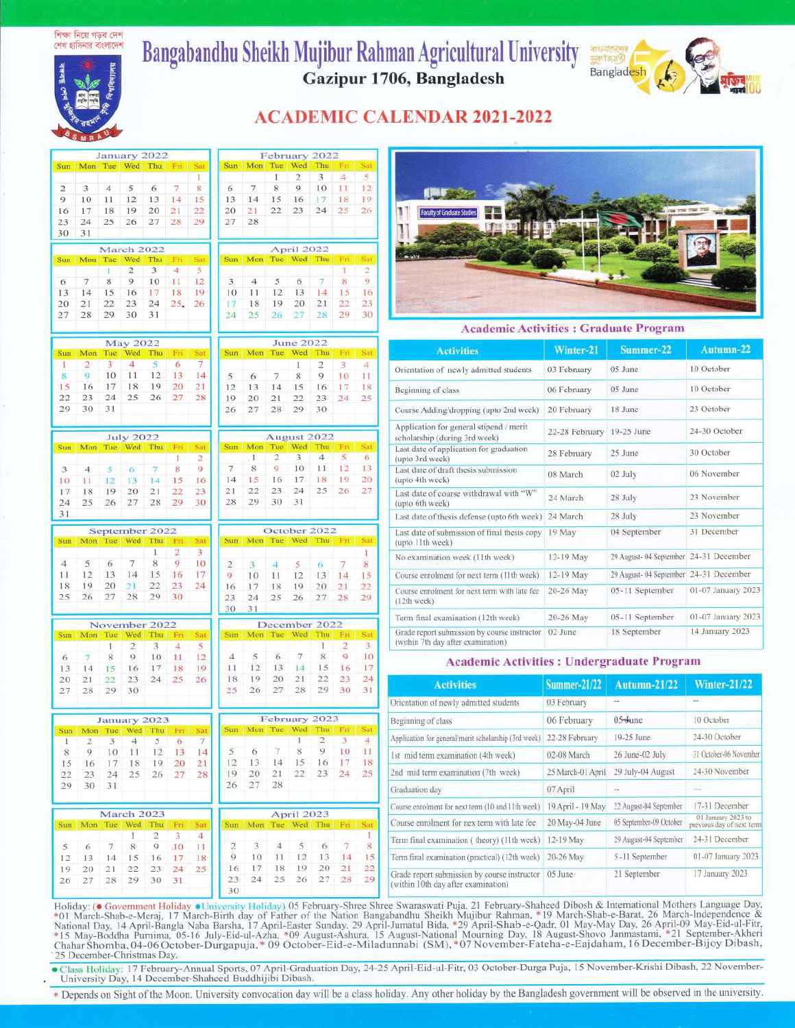শিক্ষা নিয়ে গড়ব দেশ
শেখ হাসিনার বাংলাদেশ

# Bangabandhu Sheikh Mujibur Rahman Agricultural University

**Gazipur 1706, Bangladesh**

## ACADEMIC CALENDAR 2021-2022

### January 2022

| Sun | Mon | Tue | Wed | Thu | Fri | Sat |
|---|---|---|---|---|---|---|
| | | | | | | 1 |
| 2 | 3 | 4 | 5 | 6 | 7 | 8 |
| 9 | 10 | 11 | 12 | 13 | 14 | 15 |
| 16 | 17 | 18 | 19 | 20 | 21 | 22 |
| 23 | 24 | 25 | 26 | 27 | 28 | 29 |
| 30 | 31 | | | | | |

### February 2022

| Sun | Mon | Tue | Wed | Thu | Fri | Sat |
|---|---|---|---|---|---|---|
| | | 1 | 2 | 3 | 4 | 5 |
| 6 | 7 | 8 | 9 | 10 | 11 | 12 |
| 13 | 14 | 15 | 16 | 17 | 18 | 19 |
| 20 | 21 | 22 | 23 | 24 | 25 | 26 |
| 27 | 28 | | | | | |

### March 2022

| Sun | Mon | Tue | Wed | Thu | Fri | Sat |
|---|---|---|---|---|---|---|
| | | 1 | 2 | 3 | 4 | 5 |
| 6 | 7 | 8 | 9 | 10 | 11 | 12 |
| 13 | 14 | 15 | 16 | 17 | 18 | 19 |
| 20 | 21 | 22 | 23 | 24 | 25 | 26 |
| 27 | 28 | 29 | 30 | 31 | | |

### April 2022

| Sun | Mon | Tue | Wed | Thu | Fri | Sat |
|---|---|---|---|---|---|---|
| | | | | | 1 | 2 |
| 3 | 4 | 5 | 6 | 7 | 8 | 9 |
| 10 | 11 | 12 | 13 | 14 | 15 | 16 |
| 17 | 18 | 19 | 20 | 21 | 22 | 23 |
| 24 | 25 | 26 | 27 | 28 | 29 | 30 |

### May 2022

| Sun | Mon | Tue | Wed | Thu | Fri | Sat |
|---|---|---|---|---|---|---|
| 1 | 2 | 3 | 4 | 5 | 6 | 7 |
| 8 | 9 | 10 | 11 | 12 | 13 | 14 |
| 15 | 16 | 17 | 18 | 19 | 20 | 21 |
| 22 | 23 | 24 | 25 | 26 | 27 | 28 |
| 29 | 30 | 31 | | | | |

### June 2022

| Sun | Mon | Tue | Wed | Thu | Fri | Sat |
|---|---|---|---|---|---|---|
| | | | 1 | 2 | 3 | 4 |
| 5 | 6 | 7 | 8 | 9 | 10 | 11 |
| 12 | 13 | 14 | 15 | 16 | 17 | 18 |
| 19 | 20 | 21 | 22 | 23 | 24 | 25 |
| 26 | 27 | 28 | 29 | 30 | | |

### July 2022

| Sun | Mon | Tue | Wed | Thu | Fri | Sat |
|---|---|---|---|---|---|---|
| | | | | | 1 | 2 |
| 3 | 4 | 5 | 6 | 7 | 8 | 9 |
| 10 | 11 | 12 | 13 | 14 | 15 | 16 |
| 17 | 18 | 19 | 20 | 21 | 22 | 23 |
| 24 | 25 | 26 | 27 | 28 | 29 | 30 |
| 31 | | | | | | |

### August 2022

| Sun | Mon | Tue | Wed | Thu | Fri | Sat |
|---|---|---|---|---|---|---|
| | 1 | 2 | 3 | 4 | 5 | 6 |
| 7 | 8 | 9 | 10 | 11 | 12 | 13 |
| 14 | 15 | 16 | 17 | 18 | 19 | 20 |
| 21 | 22 | 23 | 24 | 25 | 26 | 27 |
| 28 | 29 | 30 | 31 | | | |

### September 2022

| Sun | Mon | Tue | Wed | Thu | Fri | Sat |
|---|---|---|---|---|---|---|
| | | | | 1 | 2 | 3 |
| 4 | 5 | 6 | 7 | 8 | 9 | 10 |
| 11 | 12 | 13 | 14 | 15 | 16 | 17 |
| 18 | 19 | 20 | 21 | 22 | 23 | 24 |
| 25 | 26 | 27 | 28 | 29 | 30 | |

### October 2022

| Sun | Mon | Tue | Wed | Thu | Fri | Sat |
|---|---|---|---|---|---|---|
| | | | | | | 1 |
| 2 | 3 | 4 | 5 | 6 | 7 | 8 |
| 9 | 10 | 11 | 12 | 13 | 14 | 15 |
| 16 | 17 | 18 | 19 | 20 | 21 | 22 |
| 23 | 24 | 25 | 26 | 27 | 28 | 29 |
| 30 | 31 | | | | | |

### November 2022

| Sun | Mon | Tue | Wed | Thu | Fri | Sat |
|---|---|---|---|---|---|---|
| | | 1 | 2 | 3 | 4 | 5 |
| 6 | 7 | 8 | 9 | 10 | 11 | 12 |
| 13 | 14 | 15 | 16 | 17 | 18 | 19 |
| 20 | 21 | 22 | 23 | 24 | 25 | 26 |
| 27 | 28 | 29 | 30 | | | |

### December 2022

| Sun | Mon | Tue | Wed | Thu | Fri | Sat |
|---|---|---|---|---|---|---|
| | | | | 1 | 2 | 3 |
| 4 | 5 | 6 | 7 | 8 | 9 | 10 |
| 11 | 12 | 13 | 14 | 15 | 16 | 17 |
| 18 | 19 | 20 | 21 | 22 | 23 | 24 |
| 25 | 26 | 27 | 28 | 29 | 30 | 31 |

### January 2023

| Sun | Mon | Tue | Wed | Thu | Fri | Sat |
|---|---|---|---|---|---|---|
| 1 | 2 | 3 | 4 | 5 | 6 | 7 |
| 8 | 9 | 10 | 11 | 12 | 13 | 14 |
| 15 | 16 | 17 | 18 | 19 | 20 | 21 |
| 22 | 23 | 24 | 25 | 26 | 27 | 28 |
| 29 | 30 | 31 | | | | |

### February 2023

| Sun | Mon | Tue | Wed | Thu | Fri | Sat |
|---|---|---|---|---|---|---|
| | | | 1 | 2 | 3 | 4 |
| 5 | 6 | 7 | 8 | 9 | 10 | 11 |
| 12 | 13 | 14 | 15 | 16 | 17 | 18 |
| 19 | 20 | 21 | 22 | 23 | 24 | 25 |
| 26 | 27 | 28 | | | | |

### March 2023

| Sun | Mon | Tue | Wed | Thu | Fri | Sat |
|---|---|---|---|---|---|---|
| | | | 1 | 2 | 3 | 4 |
| 5 | 6 | 7 | 8 | 9 | 10 | 11 |
| 12 | 13 | 14 | 15 | 16 | 17 | 18 |
| 19 | 20 | 21 | 22 | 23 | 24 | 25 |
| 26 | 27 | 28 | 29 | 30 | 31 | |

### April 2023

| Sun | Mon | Tue | Wed | Thu | Fri | Sat |
|---|---|---|---|---|---|---|
| | | | | | | 1 |
| 2 | 3 | 4 | 5 | 6 | 7 | 8 |
| 9 | 10 | 11 | 12 | 13 | 14 | 15 |
| 16 | 17 | 18 | 19 | 20 | 21 | 22 |
| 23 | 24 | 25 | 26 | 27 | 28 | 29 |
| 30 | | | | | | |

Faculty of Graduate Studies

### Academic Activities : Graduate Program

| Activities | Winter-21 | Summer-22 | Autumn-22 |
|---|---|---|---|
| Orientation of newly admitted students | 03 February | 05 June | 10 October |
| Beginning of class | 06 February | 05 June | 10 October |
| Course Adding/dropping (upto 2nd week) | 20 February | 18 June | 23 October |
| Application for general stipend / merit scholarship (during 3rd week) | 22-28 February | 19-25 June | 24-30 October |
| Last date of application for graduation (upto 3rd week) | 28 February | 25 June | 30 October |
| Last date of draft thesis submission (upto 4th week) | 08 March | 02 July | 06 November |
| Last date of course withdrawal with "W" (upto 6th week) | 24 March | 28 July | 23 November |
| Last date of thesis defense (upto 6th week) | 24 March | 28 July | 23 November |
| Last date of submission of final thesis copy (upto 11th week) | 19 May | 04 September | 31 December |
| No examination week (11th week) | 12-19 May | 29 August- 04 September | 24-31 December |
| Course enrolment for next term (11th week) | 12-19 May | 29 August- 04 September | 24-31 December |
| Course enrolment for next term with late fee (12th week) | 20-26 May | 05-11 September | 01-07 January 2023 |
| Term final examination (12th week) | 20-26 May | 05-11 September | 01-07 January 2023 |
| Grade report submission by course instructor (within 7th day after examination) | 02 June | 18 September | 14 January 2023 |

### Academic Activities : Undergraduate Program

| Activities | Summer-21/22 | Autumn-21/22 | Winter-21/22 |
|---|---|---|---|
| Orientation of newly admitted students | 03 February | -- | -- |
| Beginning of class | 06 February | 05 June | 10 October |
| Application for general/merit scholarship (3rd week) | 22-28 February | 19-25 June | 24-30 October |
| 1st mid term examination (4th week) | 02-08 March | 26 June-02 July | 31 October-06 November |
| 2nd mid term examination (7th week) | 25 March-01 April | 29 July-04 August | 24-30 November |
| Graduation day | 07 April | -- | --- |
| Course enrolment for next term (10 and 11th week) | 19 April - 19 May | 22 August-04 September | 17-31 December |
| Course enrolment for nex term with late fee | 20 May-04 June | 05 September-09 October | 01 January 2023 to previous day of next term |
| Term final examination ( theory) (11th week) | 12-19 May | 29 August-04 September | 24-31 December |
| Term final examination (practical) (12th week) | 20-26 May | 5-11 September | 01-07 January 2023 |
| Grade report submission by course instructor (within 10th day after examination) | 05 June | 21 September | 17 January 2023 |

Holiday: (● Government Holiday ●University Holiday) 05 February-Shree Shree Swaraswati Puja, 21 February-Shaheed Dibosh & International Mothers Language Day, *01 March-Shab-e-Meraj, 17 March-Birth day of Father of the Nation Bangabandhu Sheikh Mujibur Rahman, *19 March-Shab-e-Barat, 26 March-Independence & National Day, 14 April-Bangla Naba Barsha, 17 April-Easter Sunday, 29 April-Jumatul Bida, *29 April-Shab-e-Qadr, 01 May-May Day, 26 April-09 May-Eid-ul-Fitr, *15 May-Boddha Purnima, 05-16 July-Eid-ul-Azha, *09 August-Ashura, 15 August-National Mourning Day, 18 August-Shovo Janmastami, *21 September-Akheri Chahar Shomba, 04-06 October-Durgapuja,* 09 October-Eid-e-Miladunnabi (SM), *07 November-Fateha-e-Eajdaham, 16 December-Bijoy Dibash, 25 December-Christmas Day.

● Class Holiday: 17 February-Annual Sports, 07 April-Graduation Day, 24-25 April-Eid-ul-Fitr, 03 October-Durga Puja, 15 November-Krishi Dibash, 22 November-University Day, 14 December-Shaheed Buddhijibi Dibash.

* Depends on Sight of the Moon. University convocation day will be a class holiday. Any other holiday by the Bangladesh government will be observed in the university.